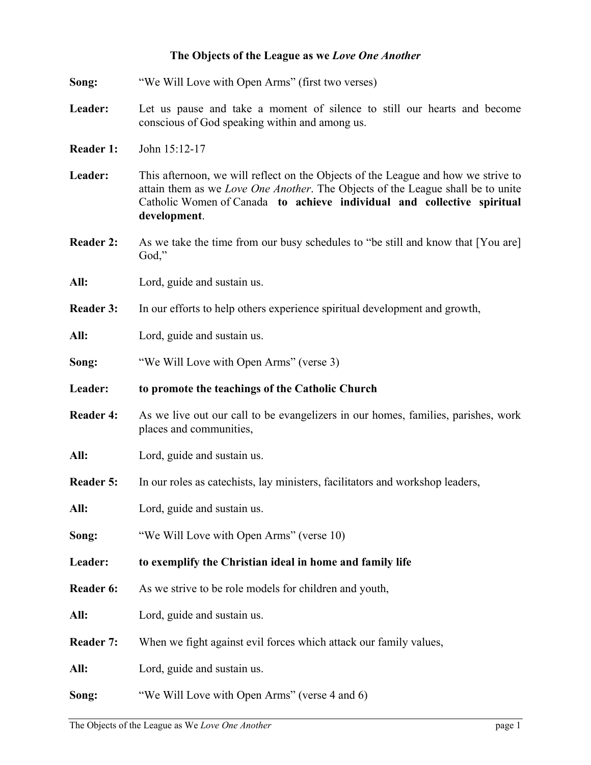# The Objects of the League as we *Love One Another*

**Song:** "We Will Love with Open Arms" (first two verses)

**Leader:** Let us pause and take a moment of silence to still our hearts and become conscious of God speaking within and among us.

**Reader 1:** John 15:12-17

**Leader:** This afternoon, we will reflect on the Objects of the League and how we strive to attain them as we *Love One Another*. The Objects of the League shall be to unite Catholic Women of Canada **to achieve individual and collective spiritual development**.

**Reader 2:** As we take the time from our busy schedules to "be still and know that [You are] God,"

**All:** Lord, guide and sustain us.

**Reader 3:** In our efforts to help others experience spiritual development and growth,

**All:** Lord, guide and sustain us.

**Song:** "We Will Love with Open Arms" (verse 3)

**Leader:** **to promote the teachings of the Catholic Church**

**Reader 4:** As we live out our call to be evangelizers in our homes, families, parishes, work places and communities,

**All:** Lord, guide and sustain us.

**Reader 5:** In our roles as catechists, lay ministers, facilitators and workshop leaders,

**All:** Lord, guide and sustain us.

**Song:** "We Will Love with Open Arms" (verse 10)

**Leader:** **to exemplify the Christian ideal in home and family life**

**Reader 6:** As we strive to be role models for children and youth,

**All:** Lord, guide and sustain us.

**Reader 7:** When we fight against evil forces which attack our family values,

**All:** Lord, guide and sustain us.

**Song:** "We Will Love with Open Arms" (verse 4 and 6)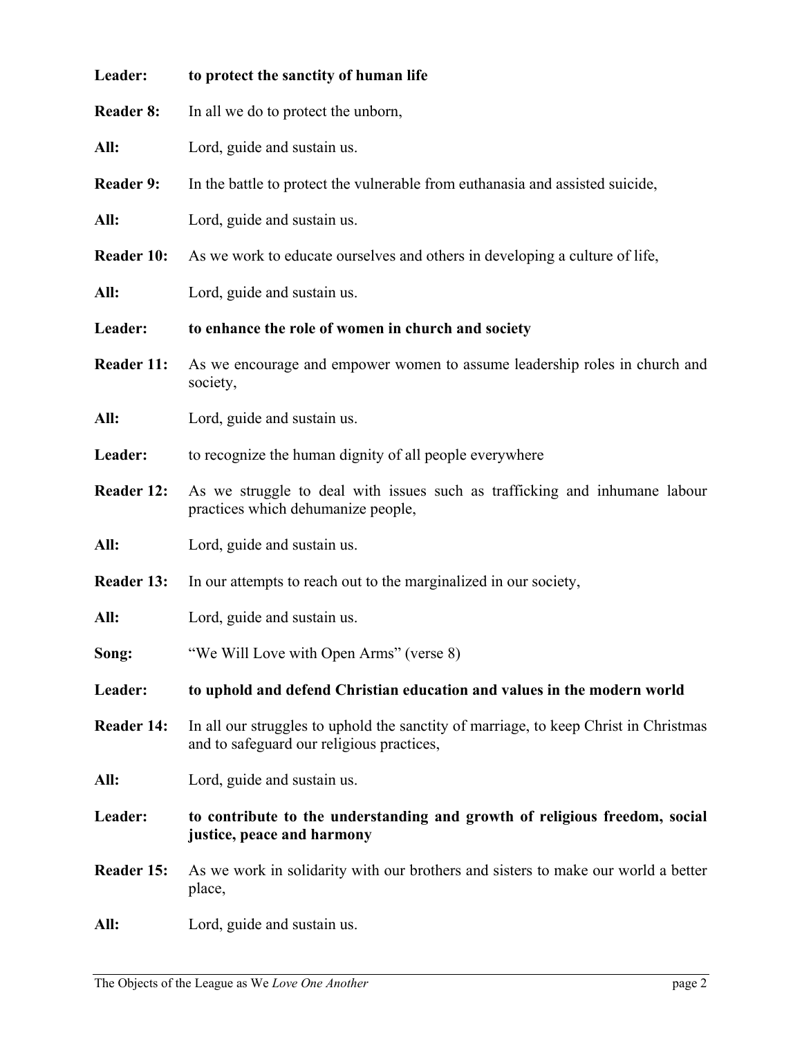**Leader:** **to protect the sanctity of human life**

**Reader 8:** In all we do to protect the unborn,

**All:** Lord, guide and sustain us.

**Reader 9:** In the battle to protect the vulnerable from euthanasia and assisted suicide,

**All:** Lord, guide and sustain us.

**Reader 10:** As we work to educate ourselves and others in developing a culture of life,

**All:** Lord, guide and sustain us.

**Leader:** **to enhance the role of women in church and society**

**Reader 11:** As we encourage and empower women to assume leadership roles in church and society,

**All:** Lord, guide and sustain us.

**Leader:** to recognize the human dignity of all people everywhere

**Reader 12:** As we struggle to deal with issues such as trafficking and inhumane labour practices which dehumanize people,

**All:** Lord, guide and sustain us.

**Reader 13:** In our attempts to reach out to the marginalized in our society,

**All:** Lord, guide and sustain us.

**Song:** "We Will Love with Open Arms" (verse 8)

**Leader:** **to uphold and defend Christian education and values in the modern world**

**Reader 14:** In all our struggles to uphold the sanctity of marriage, to keep Christ in Christmas and to safeguard our religious practices,

**All:** Lord, guide and sustain us.

**Leader:** **to contribute to the understanding and growth of religious freedom, social justice, peace and harmony**

**Reader 15:** As we work in solidarity with our brothers and sisters to make our world a better place,

**All:** Lord, guide and sustain us.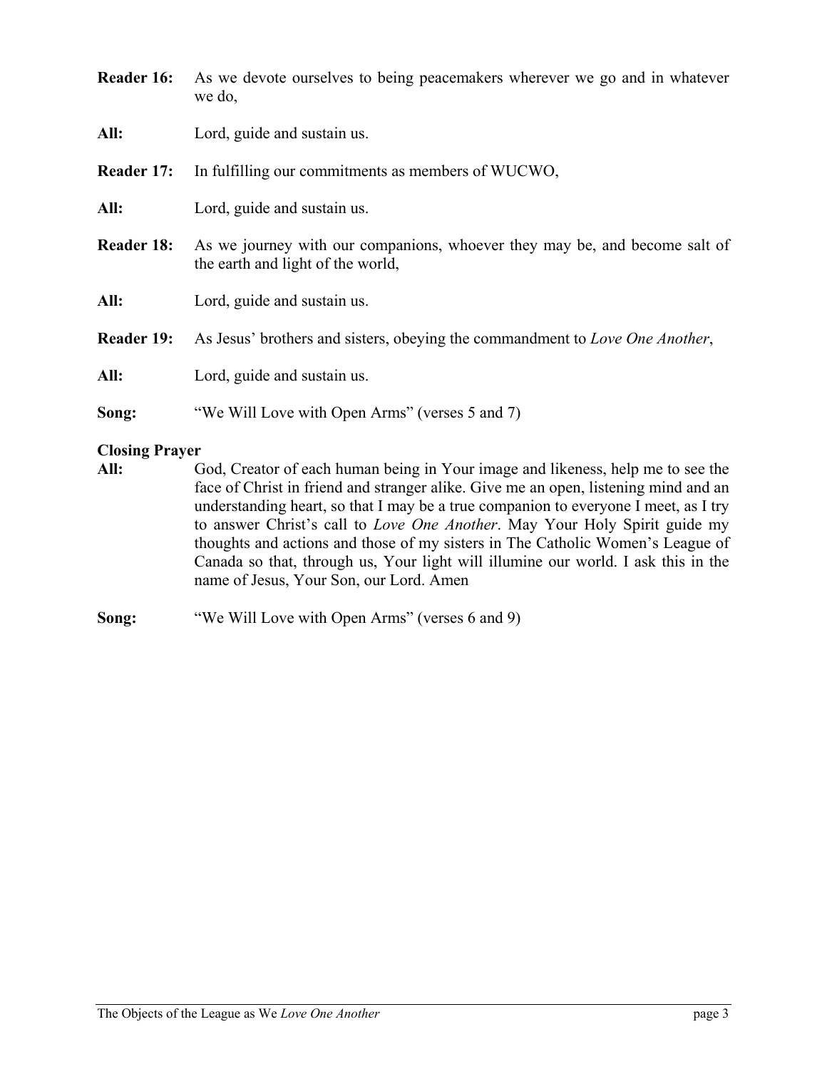**Reader 16:** As we devote ourselves to being peacemakers wherever we go and in whatever we do,

**All:** Lord, guide and sustain us.

**Reader 17:** In fulfilling our commitments as members of WUCWO,

**All:** Lord, guide and sustain us.

**Reader 18:** As we journey with our companions, whoever they may be, and become salt of the earth and light of the world,

**All:** Lord, guide and sustain us.

**Reader 19:** As Jesus' brothers and sisters, obeying the commandment to *Love One Another*,

**All:** Lord, guide and sustain us.

**Song:** "We Will Love with Open Arms" (verses 5 and 7)

**Closing Prayer**

**All:** God, Creator of each human being in Your image and likeness, help me to see the face of Christ in friend and stranger alike. Give me an open, listening mind and an understanding heart, so that I may be a true companion to everyone I meet, as I try to answer Christ's call to *Love One Another*. May Your Holy Spirit guide my thoughts and actions and those of my sisters in The Catholic Women's League of Canada so that, through us, Your light will illumine our world. I ask this in the name of Jesus, Your Son, our Lord. Amen

**Song:** "We Will Love with Open Arms" (verses 6 and 9)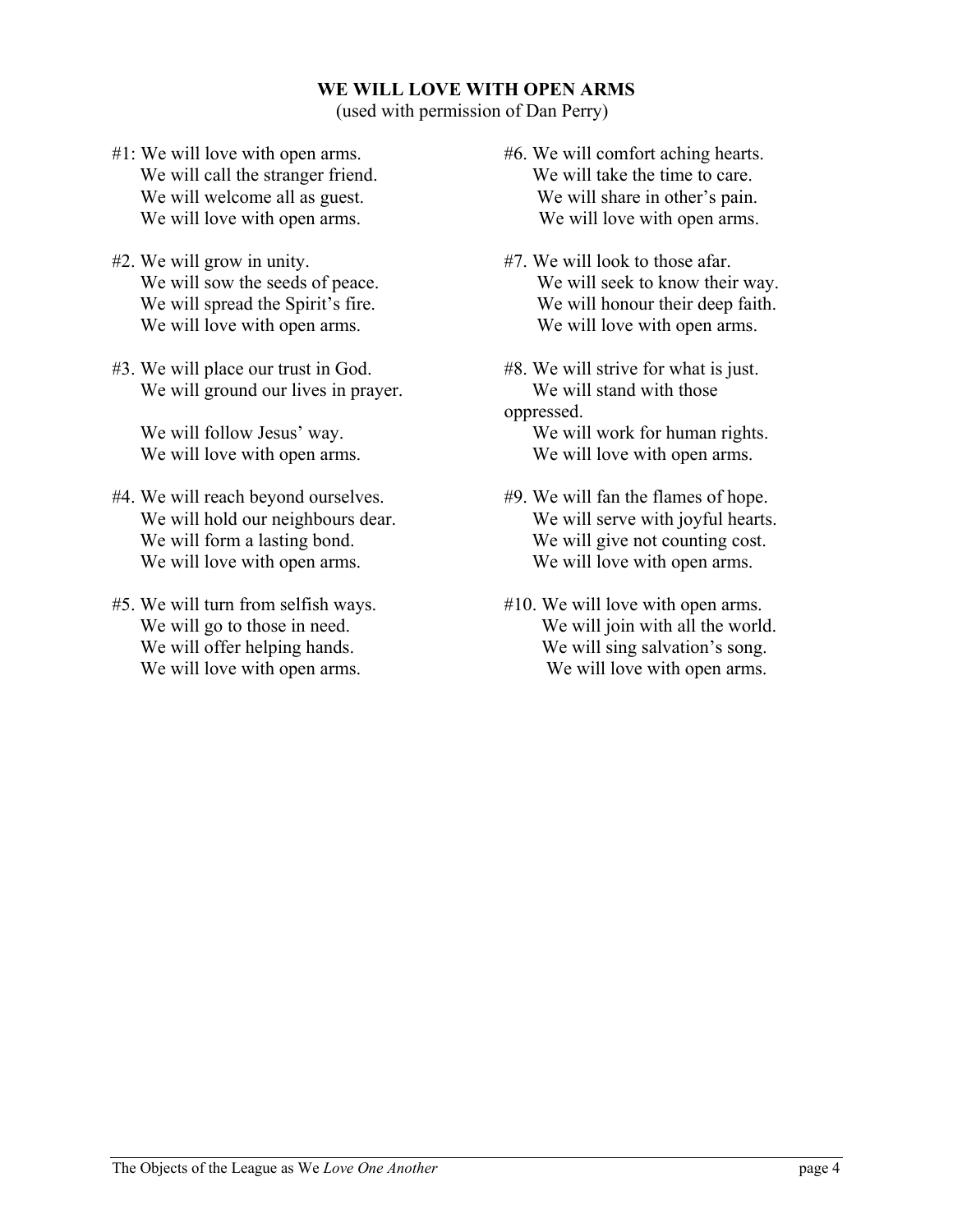**WE WILL LOVE WITH OPEN ARMS**
(used with permission of Dan Perry)

#1: We will love with open arms.
We will call the stranger friend.
We will welcome all as guest.
We will love with open arms.

#2. We will grow in unity.
We will sow the seeds of peace.
We will spread the Spirit's fire.
We will love with open arms.

#3. We will place our trust in God.
We will ground our lives in prayer.

We will follow Jesus' way.
We will love with open arms.

#4. We will reach beyond ourselves.
We will hold our neighbours dear.
We will form a lasting bond.
We will love with open arms.

#5. We will turn from selfish ways.
We will go to those in need.
We will offer helping hands.
We will love with open arms.

#6. We will comfort aching hearts.
We will take the time to care.
We will share in other's pain.
We will love with open arms.

#7. We will look to those afar.
We will seek to know their way.
We will honour their deep faith.
We will love with open arms.

#8. We will strive for what is just.
We will stand with those oppressed.
We will work for human rights.
We will love with open arms.

#9. We will fan the flames of hope.
We will serve with joyful hearts.
We will give not counting cost.
We will love with open arms.

#10. We will love with open arms.
We will join with all the world.
We will sing salvation's song.
We will love with open arms.